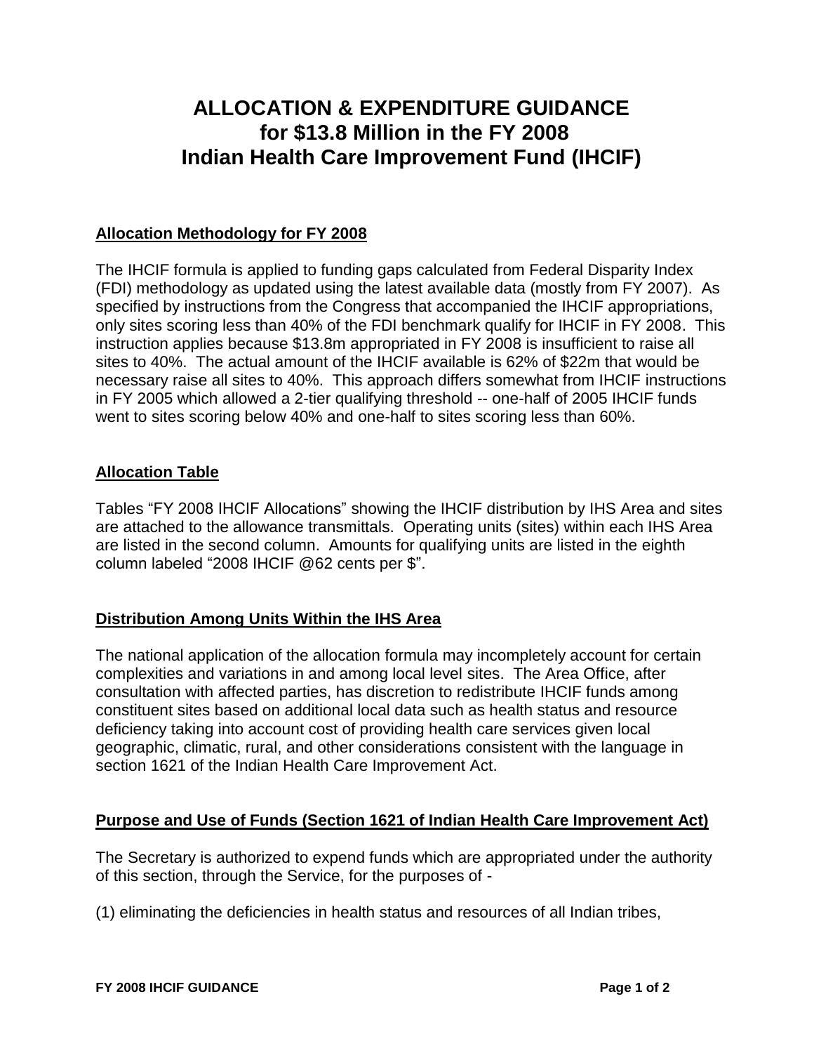# ALLOCATION & EXPENDITURE GUIDANCE for $13.8 Million in the FY 2008 Indian Health Care Improvement Fund (IHCIF)

## Allocation Methodology for FY 2008

The IHCIF formula is applied to funding gaps calculated from Federal Disparity Index (FDI) methodology as updated using the latest available data (mostly from FY 2007). As specified by instructions from the Congress that accompanied the IHCIF appropriations, only sites scoring less than 40% of the FDI benchmark qualify for IHCIF in FY 2008. This instruction applies because $13.8m appropriated in FY 2008 is insufficient to raise all sites to 40%. The actual amount of the IHCIF available is 62% of $22m that would be necessary raise all sites to 40%. This approach differs somewhat from IHCIF instructions in FY 2005 which allowed a 2-tier qualifying threshold -- one-half of 2005 IHCIF funds went to sites scoring below 40% and one-half to sites scoring less than 60%.

## Allocation Table

Tables "FY 2008 IHCIF Allocations" showing the IHCIF distribution by IHS Area and sites are attached to the allowance transmittals. Operating units (sites) within each IHS Area are listed in the second column. Amounts for qualifying units are listed in the eighth column labeled "2008 IHCIF @62 cents per $".

## Distribution Among Units Within the IHS Area

The national application of the allocation formula may incompletely account for certain complexities and variations in and among local level sites. The Area Office, after consultation with affected parties, has discretion to redistribute IHCIF funds among constituent sites based on additional local data such as health status and resource deficiency taking into account cost of providing health care services given local geographic, climatic, rural, and other considerations consistent with the language in section 1621 of the Indian Health Care Improvement Act.

## Purpose and Use of Funds (Section 1621 of Indian Health Care Improvement Act)

The Secretary is authorized to expend funds which are appropriated under the authority of this section, through the Service, for the purposes of -

(1) eliminating the deficiencies in health status and resources of all Indian tribes,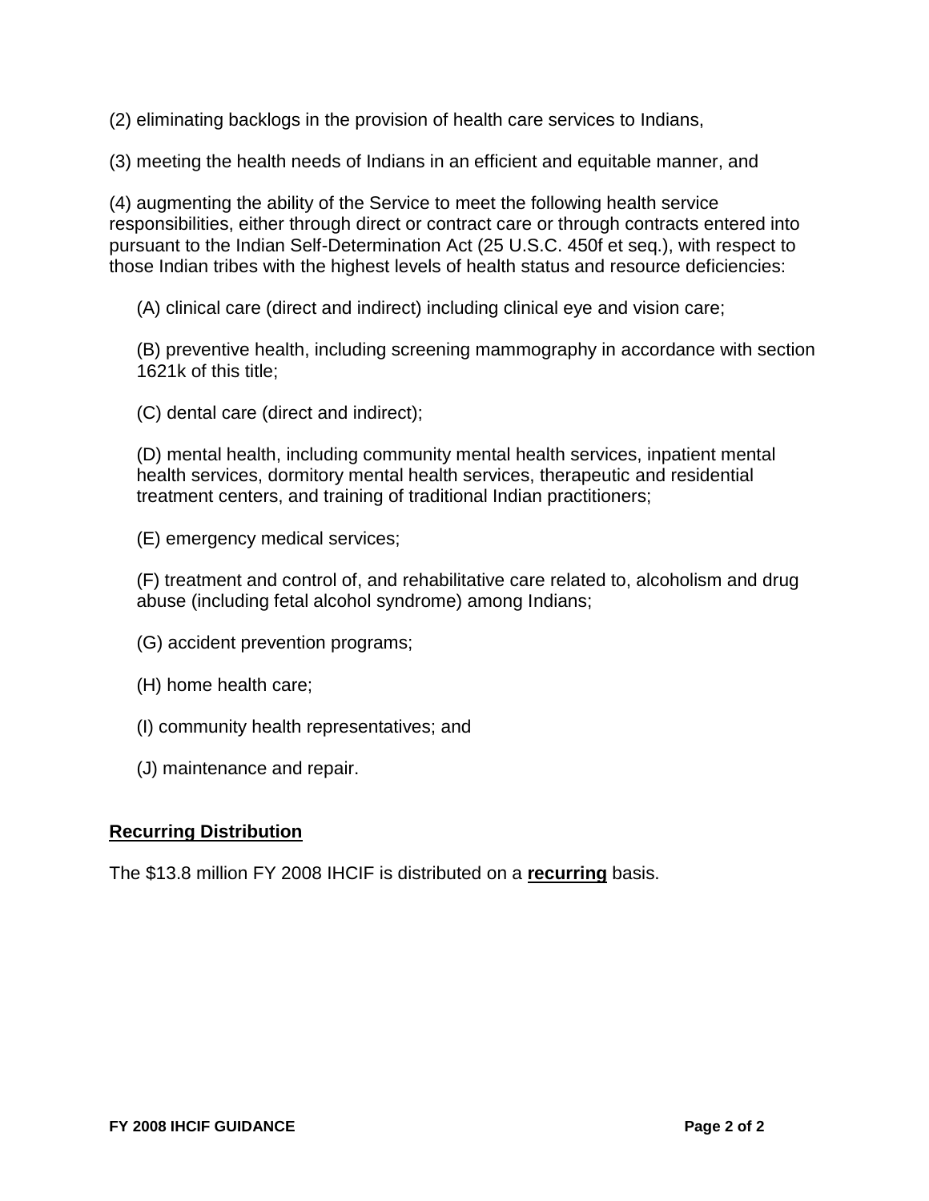(2) eliminating backlogs in the provision of health care services to Indians,

(3) meeting the health needs of Indians in an efficient and equitable manner, and

(4) augmenting the ability of the Service to meet the following health service responsibilities, either through direct or contract care or through contracts entered into pursuant to the Indian Self-Determination Act (25 U.S.C. 450f et seq.), with respect to those Indian tribes with the highest levels of health status and resource deficiencies:

(A) clinical care (direct and indirect) including clinical eye and vision care;

(B) preventive health, including screening mammography in accordance with section 1621k of this title;

(C) dental care (direct and indirect);

(D) mental health, including community mental health services, inpatient mental health services, dormitory mental health services, therapeutic and residential treatment centers, and training of traditional Indian practitioners;

(E) emergency medical services;

(F) treatment and control of, and rehabilitative care related to, alcoholism and drug abuse (including fetal alcohol syndrome) among Indians;

(G) accident prevention programs;

(H) home health care;

(I) community health representatives; and

(J) maintenance and repair.

## Recurring Distribution

The $13.8 million FY 2008 IHCIF is distributed on a **recurring** basis.